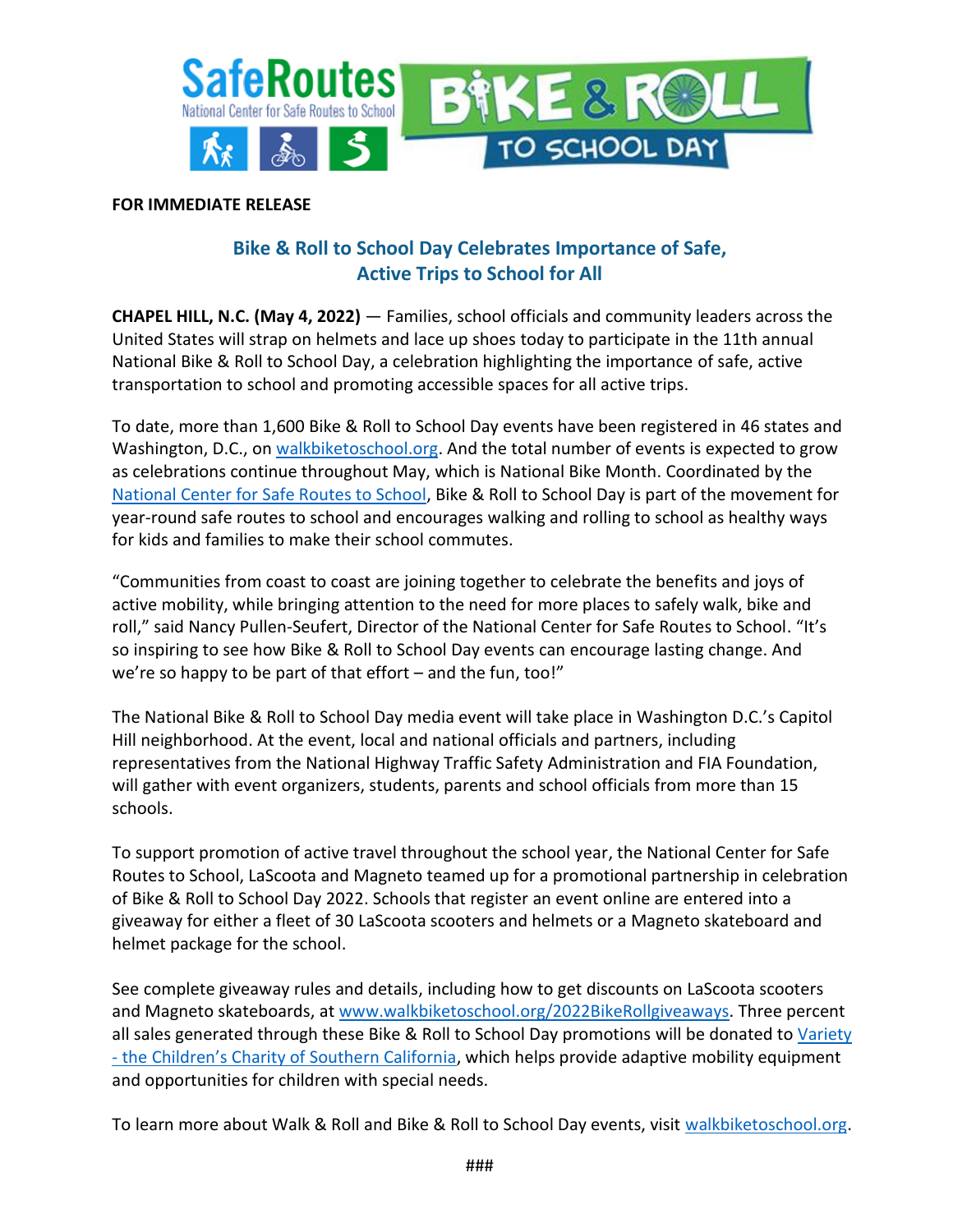**FOR IMMEDIATE RELEASE**

## Bike & Roll to School Day Celebrates Importance of Safe, Active Trips to School for All

**CHAPEL HILL, N.C. (May 4, 2022)** — Families, school officials and community leaders across the United States will strap on helmets and lace up shoes today to participate in the 11th annual National Bike & Roll to School Day, a celebration highlighting the importance of safe, active transportation to school and promoting accessible spaces for all active trips.

To date, more than 1,600 Bike & Roll to School Day events have been registered in 46 states and Washington, D.C., on walkbiketoschool.org. And the total number of events is expected to grow as celebrations continue throughout May, which is National Bike Month. Coordinated by the National Center for Safe Routes to School, Bike & Roll to School Day is part of the movement for year-round safe routes to school and encourages walking and rolling to school as healthy ways for kids and families to make their school commutes.

"Communities from coast to coast are joining together to celebrate the benefits and joys of active mobility, while bringing attention to the need for more places to safely walk, bike and roll," said Nancy Pullen-Seufert, Director of the National Center for Safe Routes to School. "It's so inspiring to see how Bike & Roll to School Day events can encourage lasting change. And we're so happy to be part of that effort – and the fun, too!"

The National Bike & Roll to School Day media event will take place in Washington D.C.'s Capitol Hill neighborhood. At the event, local and national officials and partners, including representatives from the National Highway Traffic Safety Administration and FIA Foundation, will gather with event organizers, students, parents and school officials from more than 15 schools.

To support promotion of active travel throughout the school year, the National Center for Safe Routes to School, LaScoota and Magneto teamed up for a promotional partnership in celebration of Bike & Roll to School Day 2022. Schools that register an event online are entered into a giveaway for either a fleet of 30 LaScoota scooters and helmets or a Magneto skateboard and helmet package for the school.

See complete giveaway rules and details, including how to get discounts on LaScoota scooters and Magneto skateboards, at www.walkbiketoschool.org/2022BikeRollgiveaways. Three percent all sales generated through these Bike & Roll to School Day promotions will be donated to Variety - the Children's Charity of Southern California, which helps provide adaptive mobility equipment and opportunities for children with special needs.

To learn more about Walk & Roll and Bike & Roll to School Day events, visit walkbiketoschool.org.

###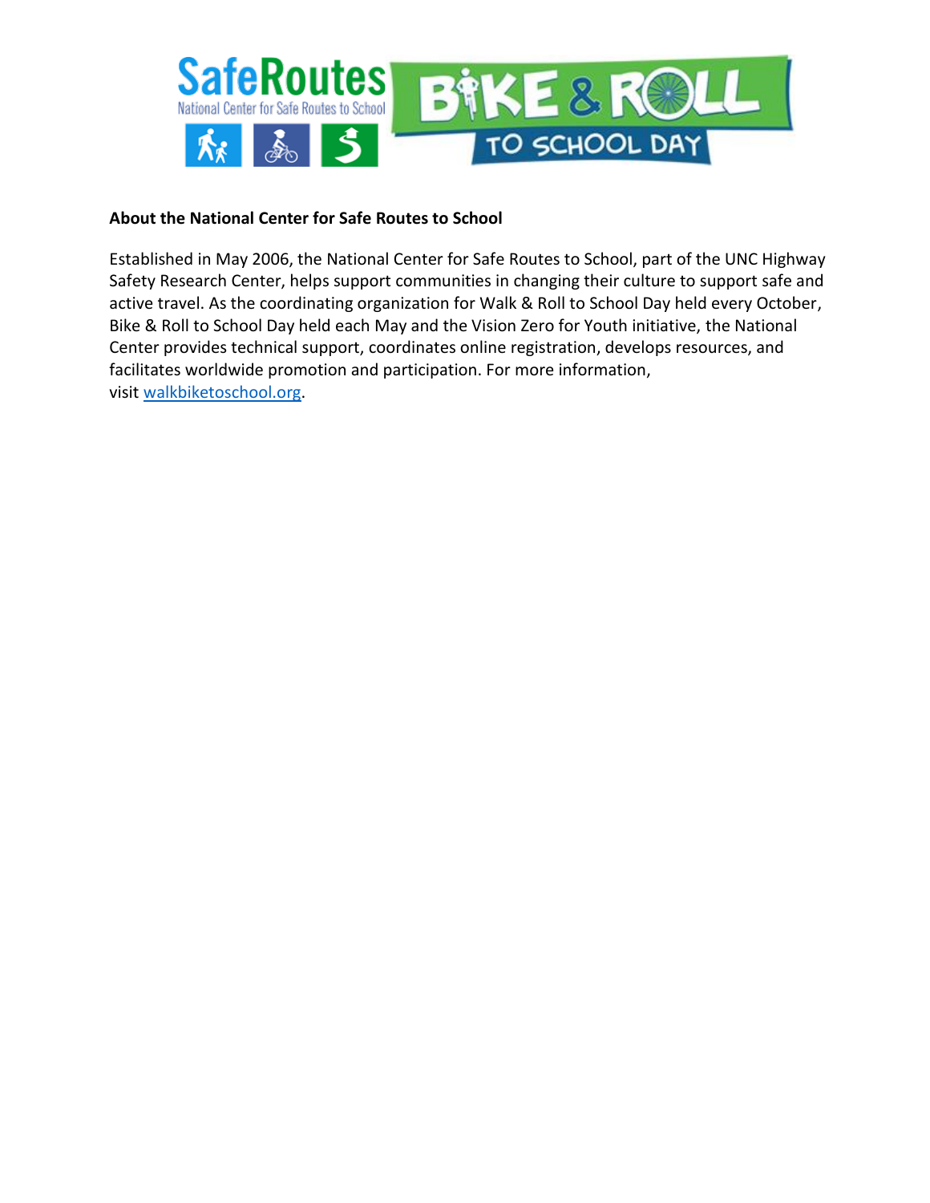**About the National Center for Safe Routes to School**

Established in May 2006, the National Center for Safe Routes to School, part of the UNC Highway Safety Research Center, helps support communities in changing their culture to support safe and active travel. As the coordinating organization for Walk & Roll to School Day held every October, Bike & Roll to School Day held each May and the Vision Zero for Youth initiative, the National Center provides technical support, coordinates online registration, develops resources, and facilitates worldwide promotion and participation. For more information, visit walkbiketoschool.org.